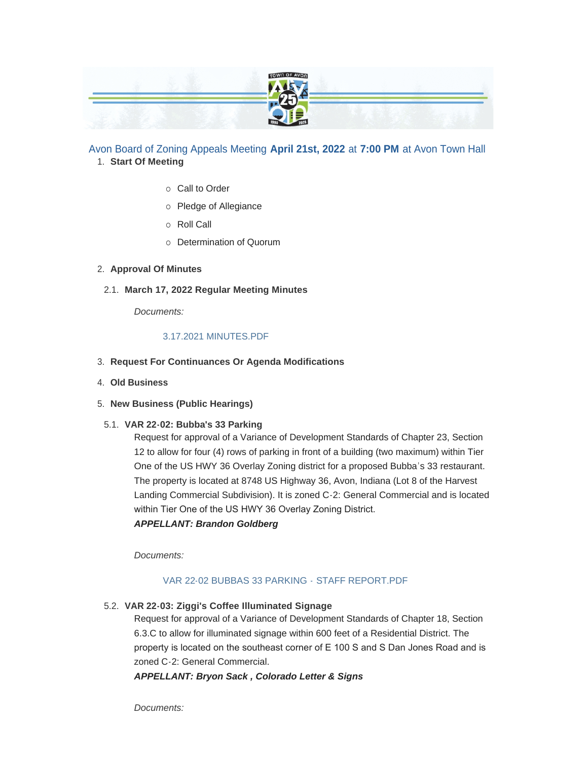Avon Board of Zoning Appeals Meeting **April 21st, 2022** at **7:00 PM** at Avon Town Hall

1. **Start Of Meeting**

   - Call to Order
   - Pledge of Allegiance
   - Roll Call
   - Determination of Quorum

2. **Approval Of Minutes**

   2.1. **March 17, 2022 Regular Meeting Minutes**

   *Documents:*

   3.17.2021 MINUTES.PDF

3. **Request For Continuances Or Agenda Modifications**

4. **Old Business**

5. **New Business (Public Hearings)**

   5.1. **VAR 22-02: Bubba's 33 Parking**

   Request for approval of a Variance of Development Standards of Chapter 23, Section 12 to allow for four (4) rows of parking in front of a building (two maximum) within Tier One of the US HWY 36 Overlay Zoning district for a proposed Bubba's 33 restaurant. The property is located at 8748 US Highway 36, Avon, Indiana (Lot 8 of the Harvest Landing Commercial Subdivision). It is zoned C-2: General Commercial and is located within Tier One of the US HWY 36 Overlay Zoning District.

   ***APPELLANT: Brandon Goldberg***

   *Documents:*

   VAR 22-02 BUBBAS 33 PARKING - STAFF REPORT.PDF

   5.2. **VAR 22-03: Ziggi's Coffee Illuminated Signage**

   Request for approval of a Variance of Development Standards of Chapter 18, Section 6.3.C to allow for illuminated signage within 600 feet of a Residential District. The property is located on the southeast corner of E 100 S and S Dan Jones Road and is zoned C-2: General Commercial.

   ***APPELLANT: Bryon Sack , Colorado Letter & Signs***

   *Documents:*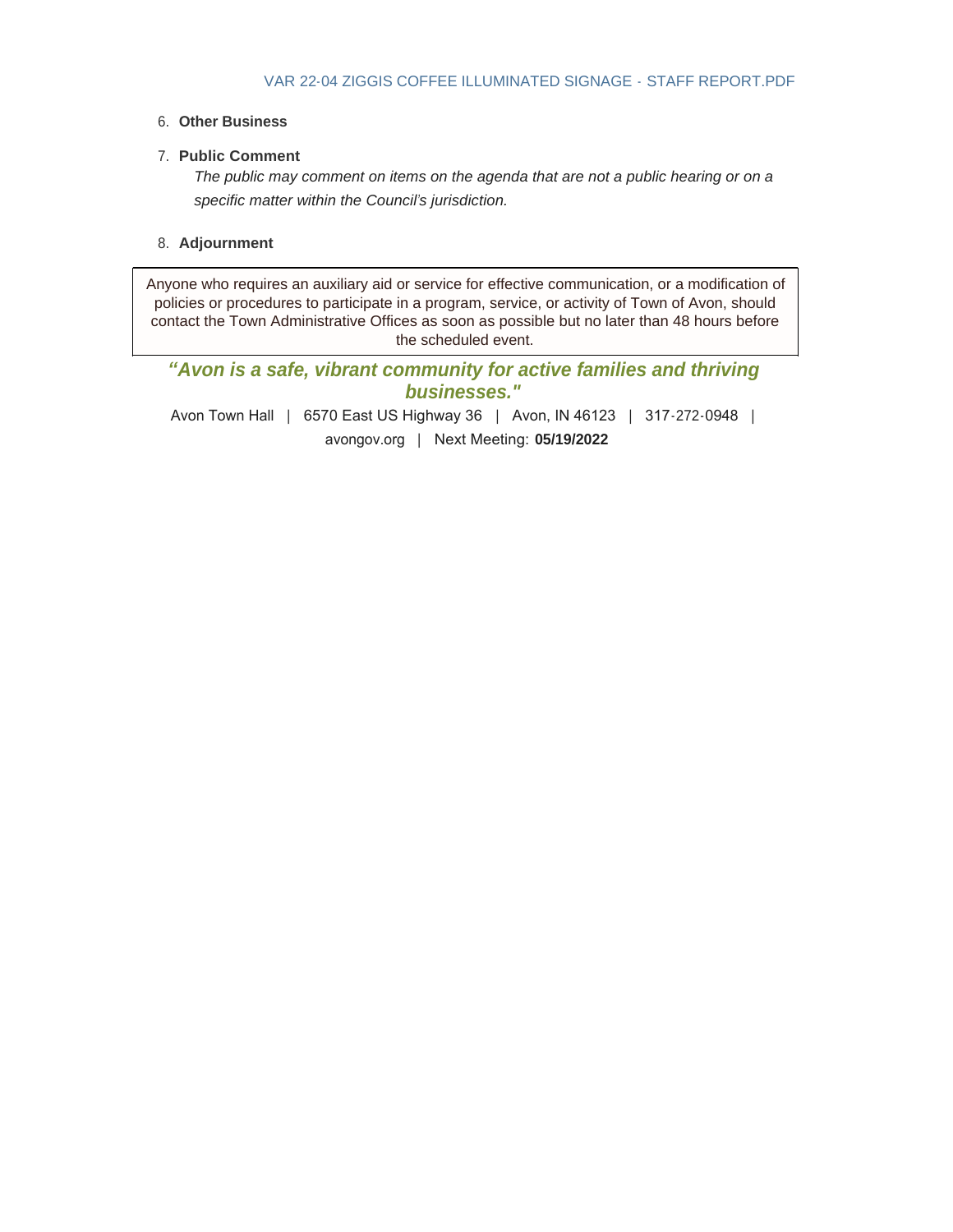VAR 22-04 ZIGGIS COFFEE ILLUMINATED SIGNAGE - STAFF REPORT.PDF

6. **Other Business**

7. **Public Comment**

   *The public may comment on items on the agenda that are not a public hearing or on a specific matter within the Council's jurisdiction.*

8. **Adjournment**

Anyone who requires an auxiliary aid or service for effective communication, or a modification of policies or procedures to participate in a program, service, or activity of Town of Avon, should contact the Town Administrative Offices as soon as possible but no later than 48 hours before the scheduled event.

***"Avon is a safe, vibrant community for active families and thriving businesses."***

Avon Town Hall | 6570 East US Highway 36 | Avon, IN 46123 | 317-272-0948 | avongov.org | Next Meeting: **05/19/2022**